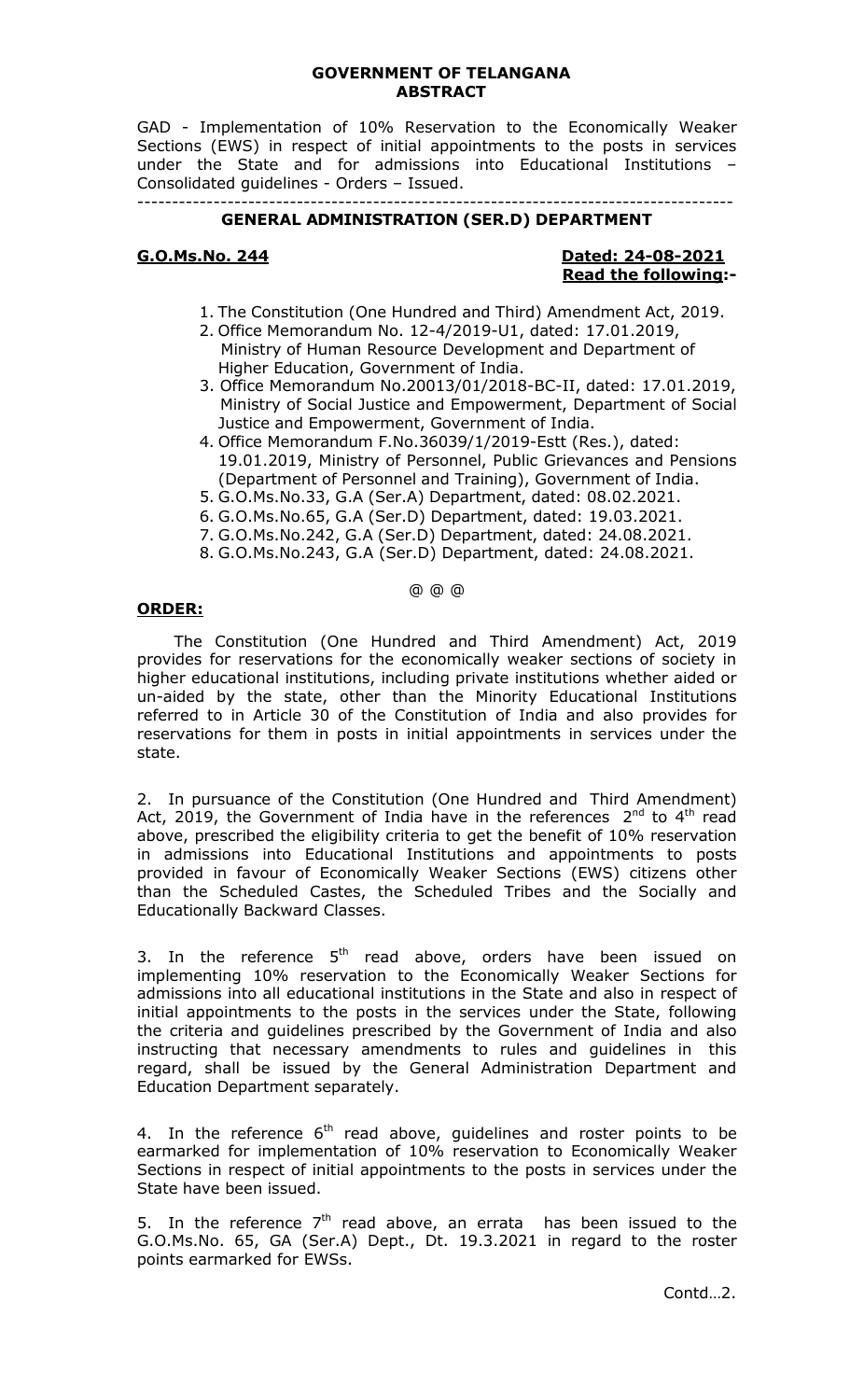**GOVERNMENT OF TELANGANA**
**ABSTRACT**

GAD - Implementation of 10% Reservation to the Economically Weaker Sections (EWS) in respect of initial appointments to the posts in services under the State and for admissions into Educational Institutions – Consolidated guidelines - Orders – Issued.

---

**GENERAL ADMINISTRATION (SER.D) DEPARTMENT**

**G.O.Ms.No. 244** **Dated: 24-08-2021**
**Read the following:-**

1. The Constitution (One Hundred and Third) Amendment Act, 2019.
2. Office Memorandum No. 12-4/2019-U1, dated: 17.01.2019, Ministry of Human Resource Development and Department of Higher Education, Government of India.
3. Office Memorandum No.20013/01/2018-BC-II, dated: 17.01.2019, Ministry of Social Justice and Empowerment, Department of Social Justice and Empowerment, Government of India.
4. Office Memorandum F.No.36039/1/2019-Estt (Res.), dated: 19.01.2019, Ministry of Personnel, Public Grievances and Pensions (Department of Personnel and Training), Government of India.
5. G.O.Ms.No.33, G.A (Ser.A) Department, dated: 08.02.2021.
6. G.O.Ms.No.65, G.A (Ser.D) Department, dated: 19.03.2021.
7. G.O.Ms.No.242, G.A (Ser.D) Department, dated: 24.08.2021.
8. G.O.Ms.No.243, G.A (Ser.D) Department, dated: 24.08.2021.

@ @ @

**ORDER:**

The Constitution (One Hundred and Third Amendment) Act, 2019 provides for reservations for the economically weaker sections of society in higher educational institutions, including private institutions whether aided or un-aided by the state, other than the Minority Educational Institutions referred to in Article 30 of the Constitution of India and also provides for reservations for them in posts in initial appointments in services under the state.

2. In pursuance of the Constitution (One Hundred and Third Amendment) Act, 2019, the Government of India have in the references 2nd to 4th read above, prescribed the eligibility criteria to get the benefit of 10% reservation in admissions into Educational Institutions and appointments to posts provided in favour of Economically Weaker Sections (EWS) citizens other than the Scheduled Castes, the Scheduled Tribes and the Socially and Educationally Backward Classes.

3. In the reference 5th read above, orders have been issued on implementing 10% reservation to the Economically Weaker Sections for admissions into all educational institutions in the State and also in respect of initial appointments to the posts in the services under the State, following the criteria and guidelines prescribed by the Government of India and also instructing that necessary amendments to rules and guidelines in this regard, shall be issued by the General Administration Department and Education Department separately.

4. In the reference 6th read above, guidelines and roster points to be earmarked for implementation of 10% reservation to Economically Weaker Sections in respect of initial appointments to the posts in services under the State have been issued.

5. In the reference 7th read above, an errata has been issued to the G.O.Ms.No. 65, GA (Ser.A) Dept., Dt. 19.3.2021 in regard to the roster points earmarked for EWSs.

Contd…2.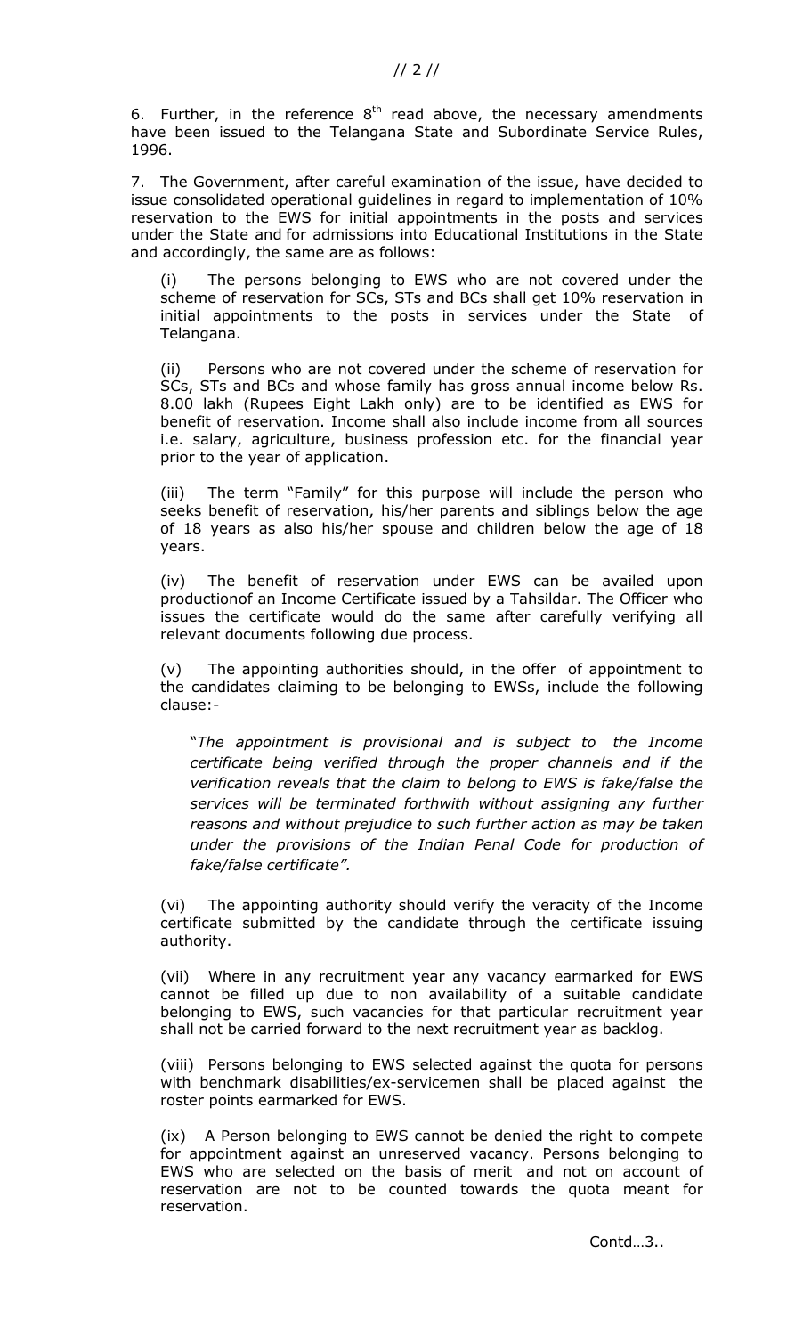6. Further, in the reference 8th read above, the necessary amendments have been issued to the Telangana State and Subordinate Service Rules, 1996.

7. The Government, after careful examination of the issue, have decided to issue consolidated operational guidelines in regard to implementation of 10% reservation to the EWS for initial appointments in the posts and services under the State and for admissions into Educational Institutions in the State and accordingly, the same are as follows:

(i) The persons belonging to EWS who are not covered under the scheme of reservation for SCs, STs and BCs shall get 10% reservation in initial appointments to the posts in services under the State of Telangana.

(ii) Persons who are not covered under the scheme of reservation for SCs, STs and BCs and whose family has gross annual income below Rs. 8.00 lakh (Rupees Eight Lakh only) are to be identified as EWS for benefit of reservation. Income shall also include income from all sources i.e. salary, agriculture, business profession etc. for the financial year prior to the year of application.

(iii) The term "Family" for this purpose will include the person who seeks benefit of reservation, his/her parents and siblings below the age of 18 years as also his/her spouse and children below the age of 18 years.

(iv) The benefit of reservation under EWS can be availed upon productionof an Income Certificate issued by a Tahsildar. The Officer who issues the certificate would do the same after carefully verifying all relevant documents following due process.

(v) The appointing authorities should, in the offer of appointment to the candidates claiming to be belonging to EWSs, include the following clause:-

"*The appointment is provisional and is subject to the Income certificate being verified through the proper channels and if the verification reveals that the claim to belong to EWS is fake/false the services will be terminated forthwith without assigning any further reasons and without prejudice to such further action as may be taken under the provisions of the Indian Penal Code for production of fake/false certificate".*

(vi) The appointing authority should verify the veracity of the Income certificate submitted by the candidate through the certificate issuing authority.

(vii) Where in any recruitment year any vacancy earmarked for EWS cannot be filled up due to non availability of a suitable candidate belonging to EWS, such vacancies for that particular recruitment year shall not be carried forward to the next recruitment year as backlog.

(viii) Persons belonging to EWS selected against the quota for persons with benchmark disabilities/ex-servicemen shall be placed against the roster points earmarked for EWS.

(ix) A Person belonging to EWS cannot be denied the right to compete for appointment against an unreserved vacancy. Persons belonging to EWS who are selected on the basis of merit and not on account of reservation are not to be counted towards the quota meant for reservation.

Contd…3..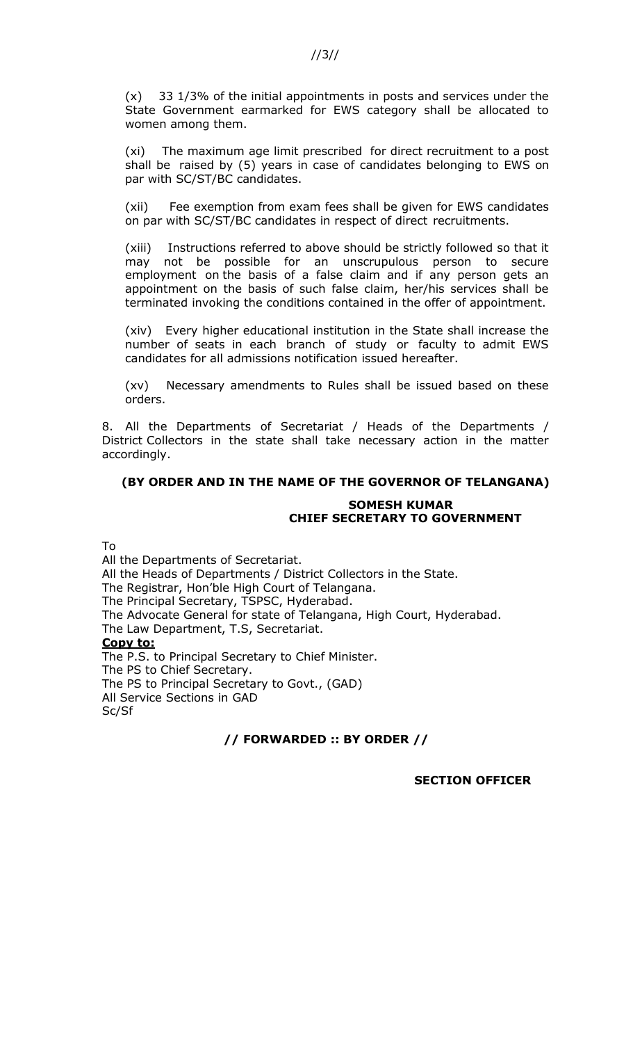(x) 33 1/3% of the initial appointments in posts and services under the State Government earmarked for EWS category shall be allocated to women among them.

(xi) The maximum age limit prescribed for direct recruitment to a post shall be raised by (5) years in case of candidates belonging to EWS on par with SC/ST/BC candidates.

(xii) Fee exemption from exam fees shall be given for EWS candidates on par with SC/ST/BC candidates in respect of direct recruitments.

(xiii) Instructions referred to above should be strictly followed so that it may not be possible for an unscrupulous person to secure employment on the basis of a false claim and if any person gets an appointment on the basis of such false claim, her/his services shall be terminated invoking the conditions contained in the offer of appointment.

(xiv) Every higher educational institution in the State shall increase the number of seats in each branch of study or faculty to admit EWS candidates for all admissions notification issued hereafter.

(xv) Necessary amendments to Rules shall be issued based on these orders.

8. All the Departments of Secretariat / Heads of the Departments / District Collectors in the state shall take necessary action in the matter accordingly.

**(BY ORDER AND IN THE NAME OF THE GOVERNOR OF TELANGANA)**

**SOMESH KUMAR**
**CHIEF SECRETARY TO GOVERNMENT**

To
All the Departments of Secretariat.
All the Heads of Departments / District Collectors in the State.
The Registrar, Hon'ble High Court of Telangana.
The Principal Secretary, TSPSC, Hyderabad.
The Advocate General for state of Telangana, High Court, Hyderabad.
The Law Department, T.S, Secretariat.

**Copy to:**
The P.S. to Principal Secretary to Chief Minister.
The PS to Chief Secretary.
The PS to Principal Secretary to Govt., (GAD)
All Service Sections in GAD
Sc/Sf

**// FORWARDED :: BY ORDER //**

**SECTION OFFICER**